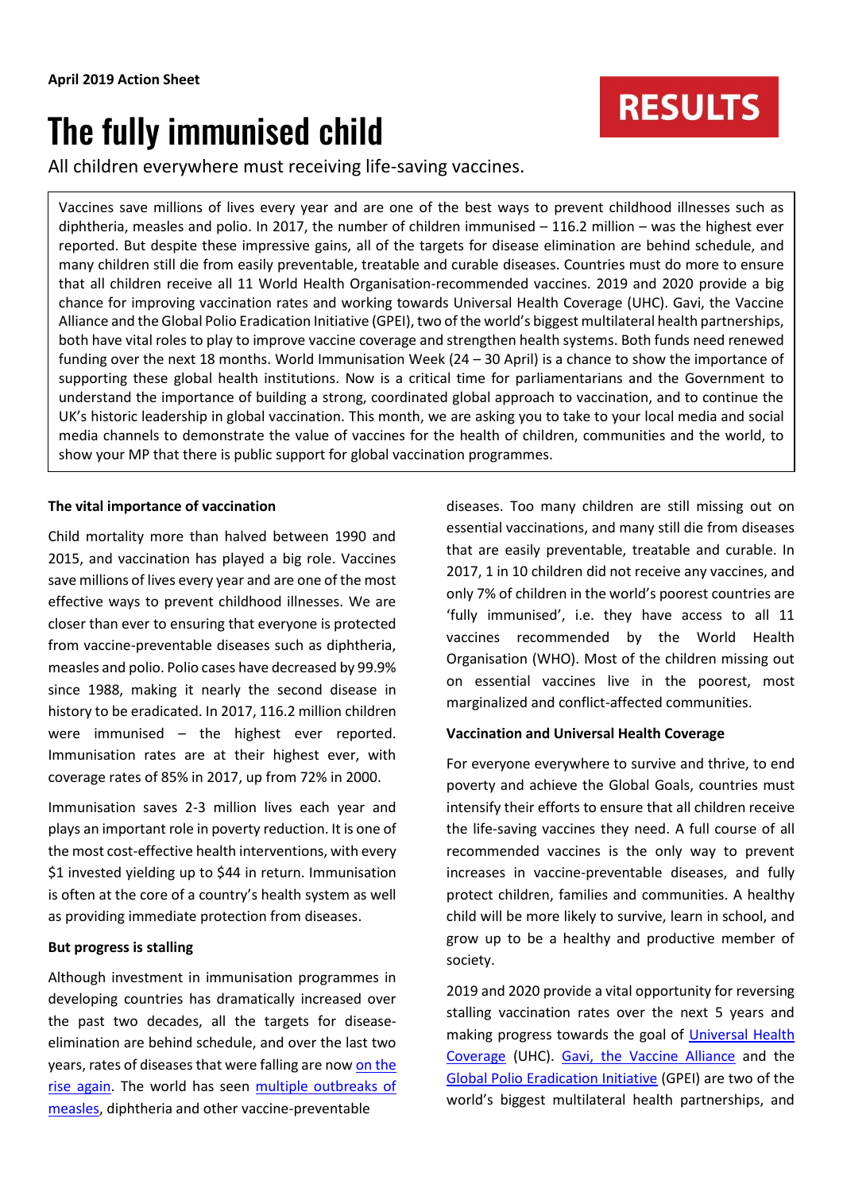**April 2019 Action Sheet**

RESULTS

# The fully immunised child

All children everywhere must receiving life-saving vaccines.

Vaccines save millions of lives every year and are one of the best ways to prevent childhood illnesses such as diphtheria, measles and polio. In 2017, the number of children immunised – 116.2 million – was the highest ever reported. But despite these impressive gains, all of the targets for disease elimination are behind schedule, and many children still die from easily preventable, treatable and curable diseases. Countries must do more to ensure that all children receive all 11 World Health Organisation-recommended vaccines. 2019 and 2020 provide a big chance for improving vaccination rates and working towards Universal Health Coverage (UHC). Gavi, the Vaccine Alliance and the Global Polio Eradication Initiative (GPEI), two of the world's biggest multilateral health partnerships, both have vital roles to play to improve vaccine coverage and strengthen health systems. Both funds need renewed funding over the next 18 months. World Immunisation Week (24 – 30 April) is a chance to show the importance of supporting these global health institutions. Now is a critical time for parliamentarians and the Government to understand the importance of building a strong, coordinated global approach to vaccination, and to continue the UK's historic leadership in global vaccination. This month, we are asking you to take to your local media and social media channels to demonstrate the value of vaccines for the health of children, communities and the world, to show your MP that there is public support for global vaccination programmes.

**The vital importance of vaccination**

Child mortality more than halved between 1990 and 2015, and vaccination has played a big role. Vaccines save millions of lives every year and are one of the most effective ways to prevent childhood illnesses. We are closer than ever to ensuring that everyone is protected from vaccine-preventable diseases such as diphtheria, measles and polio. Polio cases have decreased by 99.9% since 1988, making it nearly the second disease in history to be eradicated. In 2017, 116.2 million children were immunised – the highest ever reported. Immunisation rates are at their highest ever, with coverage rates of 85% in 2017, up from 72% in 2000.

Immunisation saves 2-3 million lives each year and plays an important role in poverty reduction. It is one of the most cost-effective health interventions, with every $1 invested yielding up to $44 in return. Immunisation is often at the core of a country's health system as well as providing immediate protection from diseases.

**But progress is stalling**

Although investment in immunisation programmes in developing countries has dramatically increased over the past two decades, all the targets for disease-elimination are behind schedule, and over the last two years, rates of diseases that were falling are now on the rise again. The world has seen multiple outbreaks of measles, diphtheria and other vaccine-preventable diseases. Too many children are still missing out on essential vaccinations, and many still die from diseases that are easily preventable, treatable and curable. In 2017, 1 in 10 children did not receive any vaccines, and only 7% of children in the world's poorest countries are 'fully immunised', i.e. they have access to all 11 vaccines recommended by the World Health Organisation (WHO). Most of the children missing out on essential vaccines live in the poorest, most marginalized and conflict-affected communities.

**Vaccination and Universal Health Coverage**

For everyone everywhere to survive and thrive, to end poverty and achieve the Global Goals, countries must intensify their efforts to ensure that all children receive the life-saving vaccines they need. A full course of all recommended vaccines is the only way to prevent increases in vaccine-preventable diseases, and fully protect children, families and communities. A healthy child will be more likely to survive, learn in school, and grow up to be a healthy and productive member of society.

2019 and 2020 provide a vital opportunity for reversing stalling vaccination rates over the next 5 years and making progress towards the goal of Universal Health Coverage (UHC). Gavi, the Vaccine Alliance and the Global Polio Eradication Initiative (GPEI) are two of the world's biggest multilateral health partnerships, and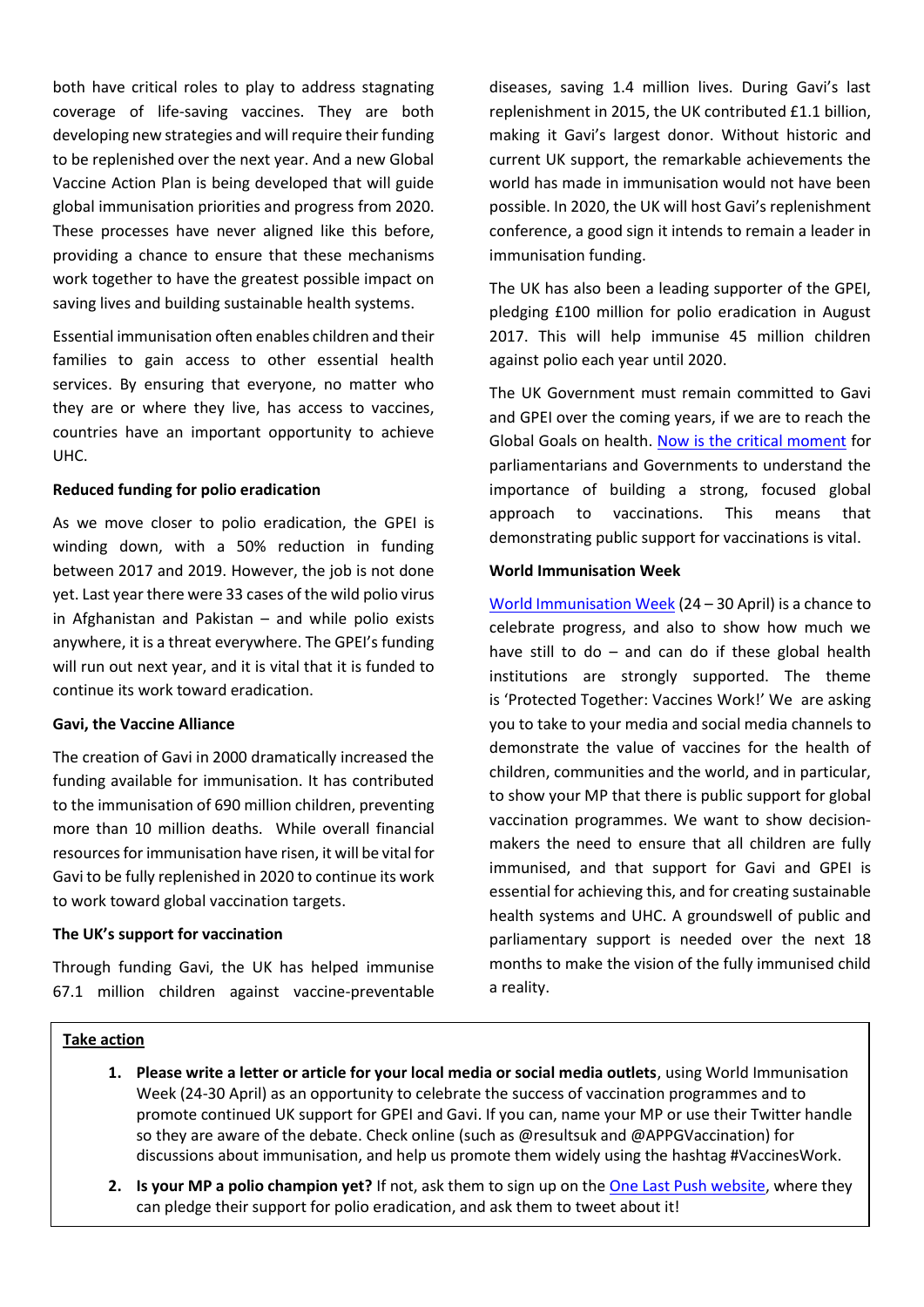both have critical roles to play to address stagnating coverage of life-saving vaccines. They are both developing new strategies and will require their funding to be replenished over the next year. And a new Global Vaccine Action Plan is being developed that will guide global immunisation priorities and progress from 2020. These processes have never aligned like this before, providing a chance to ensure that these mechanisms work together to have the greatest possible impact on saving lives and building sustainable health systems.

Essential immunisation often enables children and their families to gain access to other essential health services. By ensuring that everyone, no matter who they are or where they live, has access to vaccines, countries have an important opportunity to achieve UHC.

**Reduced funding for polio eradication**

As we move closer to polio eradication, the GPEI is winding down, with a 50% reduction in funding between 2017 and 2019. However, the job is not done yet. Last year there were 33 cases of the wild polio virus in Afghanistan and Pakistan – and while polio exists anywhere, it is a threat everywhere. The GPEI's funding will run out next year, and it is vital that it is funded to continue its work toward eradication.

**Gavi, the Vaccine Alliance**

The creation of Gavi in 2000 dramatically increased the funding available for immunisation. It has contributed to the immunisation of 690 million children, preventing more than 10 million deaths. While overall financial resources for immunisation have risen, it will be vital for Gavi to be fully replenished in 2020 to continue its work to work toward global vaccination targets.

**The UK's support for vaccination**

Through funding Gavi, the UK has helped immunise 67.1 million children against vaccine-preventable diseases, saving 1.4 million lives. During Gavi's last replenishment in 2015, the UK contributed £1.1 billion, making it Gavi's largest donor. Without historic and current UK support, the remarkable achievements the world has made in immunisation would not have been possible. In 2020, the UK will host Gavi's replenishment conference, a good sign it intends to remain a leader in immunisation funding.

The UK has also been a leading supporter of the GPEI, pledging £100 million for polio eradication in August 2017. This will help immunise 45 million children against polio each year until 2020.

The UK Government must remain committed to Gavi and GPEI over the coming years, if we are to reach the Global Goals on health. Now is the critical moment for parliamentarians and Governments to understand the importance of building a strong, focused global approach to vaccinations. This means that demonstrating public support for vaccinations is vital.

**World Immunisation Week**

World Immunisation Week (24 – 30 April) is a chance to celebrate progress, and also to show how much we have still to do – and can do if these global health institutions are strongly supported. The theme is 'Protected Together: Vaccines Work!' We are asking you to take to your media and social media channels to demonstrate the value of vaccines for the health of children, communities and the world, and in particular, to show your MP that there is public support for global vaccination programmes. We want to show decision-makers the need to ensure that all children are fully immunised, and that support for Gavi and GPEI is essential for achieving this, and for creating sustainable health systems and UHC. A groundswell of public and parliamentary support is needed over the next 18 months to make the vision of the fully immunised child a reality.

**Take action**

1. **Please write a letter or article for your local media or social media outlets**, using World Immunisation Week (24-30 April) as an opportunity to celebrate the success of vaccination programmes and to promote continued UK support for GPEI and Gavi. If you can, name your MP or use their Twitter handle so they are aware of the debate. Check online (such as @resultsuk and @APPGVaccination) for discussions about immunisation, and help us promote them widely using the hashtag #VaccinesWork.
2. **Is your MP a polio champion yet?** If not, ask them to sign up on the One Last Push website, where they can pledge their support for polio eradication, and ask them to tweet about it!